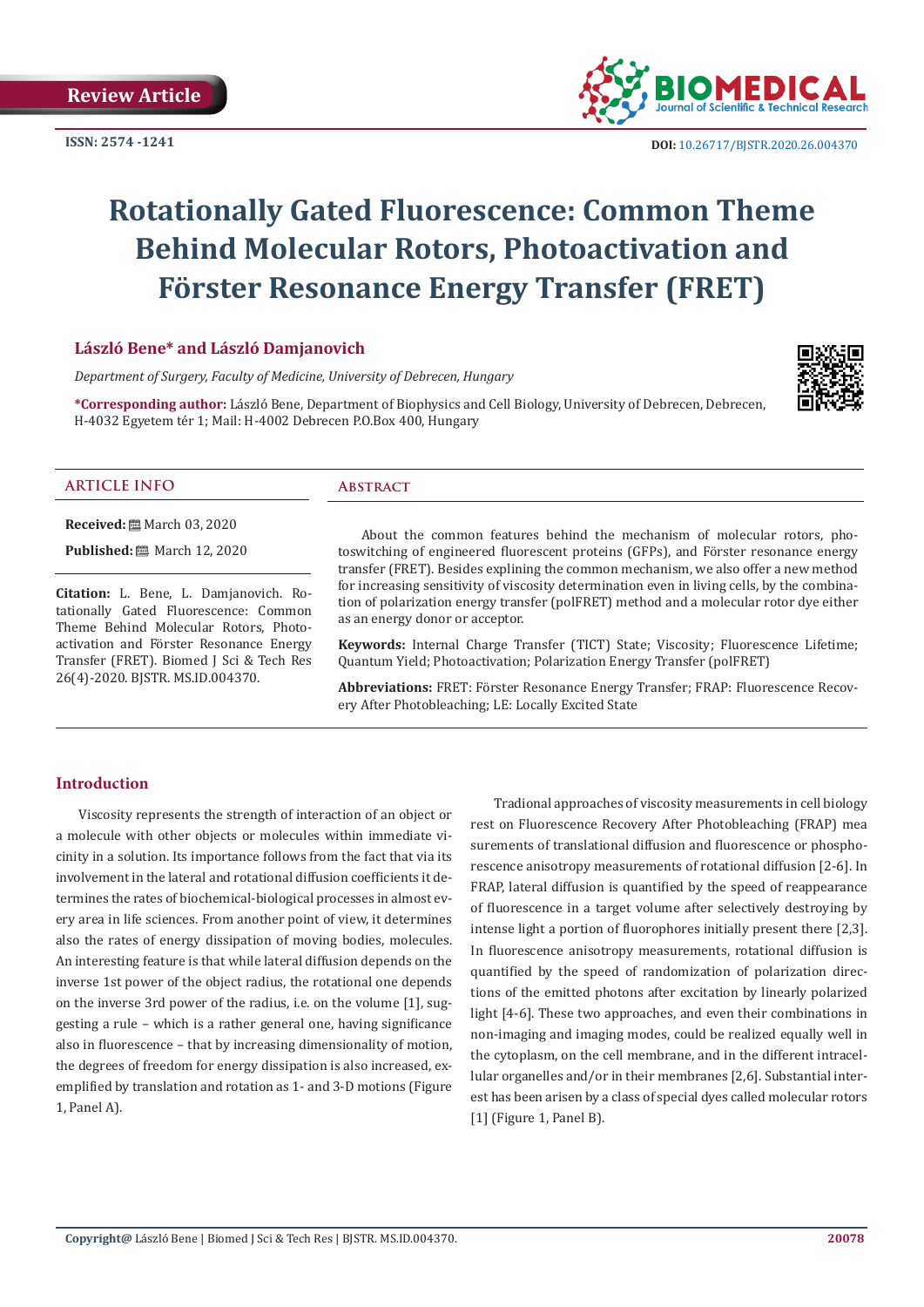Review Article

ISSN: 2574 -1241

DOI: 10.26717/BJSTR.2020.26.004370

# Rotationally Gated Fluorescence: Common Theme Behind Molecular Rotors, Photoactivation and Förster Resonance Energy Transfer (FRET)

**László Bene* and László Damjanovich**

*Department of Surgery, Faculty of Medicine, University of Debrecen, Hungary*

***Corresponding author:** László Bene, Department of Biophysics and Cell Biology, University of Debrecen, Debrecen, H-4032 Egyetem tér 1; Mail: H-4002 Debrecen P.O.Box 400, Hungary

## ARTICLE INFO

**Received:** March 03, 2020

**Published:** March 12, 2020

**Citation:** L. Bene, L. Damjanovich. Rotationally Gated Fluorescence: Common Theme Behind Molecular Rotors, Photoactivation and Förster Resonance Energy Transfer (FRET). Biomed J Sci & Tech Res 26(4)-2020. BJSTR. MS.ID.004370.

## Abstract

About the common features behind the mechanism of molecular rotors, photoswitching of engineered fluorescent proteins (GFPs), and Förster resonance energy transfer (FRET). Besides explining the common mechanism, we also offer a new method for increasing sensitivity of viscosity determination even in living cells, by the combination of polarization energy transfer (polFRET) method and a molecular rotor dye either as an energy donor or acceptor.

**Keywords:** Internal Charge Transfer (TICT) State; Viscosity; Fluorescence Lifetime; Quantum Yield; Photoactivation; Polarization Energy Transfer (polFRET)

**Abbreviations:** FRET: Förster Resonance Energy Transfer; FRAP: Fluorescence Recovery After Photobleaching; LE: Locally Excited State

## Introduction

Viscosity represents the strength of interaction of an object or a molecule with other objects or molecules within immediate vicinity in a solution. Its importance follows from the fact that via its involvement in the lateral and rotational diffusion coefficients it determines the rates of biochemical-biological processes in almost every area in life sciences. From another point of view, it determines also the rates of energy dissipation of moving bodies, molecules. An interesting feature is that while lateral diffusion depends on the inverse 1st power of the object radius, the rotational one depends on the inverse 3rd power of the radius, i.e. on the volume [1], suggesting a rule – which is a rather general one, having significance also in fluorescence – that by increasing dimensionality of motion, the degrees of freedom for energy dissipation is also increased, exemplified by translation and rotation as 1- and 3-D motions (Figure 1, Panel A).

Tradional approaches of viscosity measurements in cell biology rest on Fluorescence Recovery After Photobleaching (FRAP) mea surements of translational diffusion and fluorescence or phosphorescence anisotropy measurements of rotational diffusion [2-6]. In FRAP, lateral diffusion is quantified by the speed of reappearance of fluorescence in a target volume after selectively destroying by intense light a portion of fluorophores initially present there [2,3]. In fluorescence anisotropy measurements, rotational diffusion is quantified by the speed of randomization of polarization directions of the emitted photons after excitation by linearly polarized light [4-6]. These two approaches, and even their combinations in non-imaging and imaging modes, could be realized equally well in the cytoplasm, on the cell membrane, and in the different intracellular organelles and/or in their membranes [2,6]. Substantial interest has been arisen by a class of special dyes called molecular rotors [1] (Figure 1, Panel B).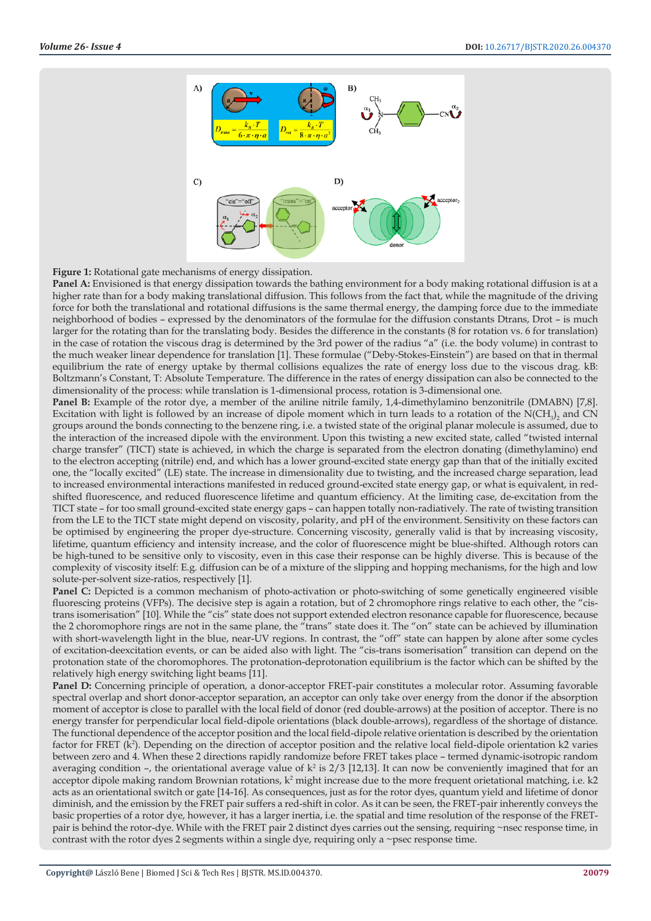**Figure 1:** Rotational gate mechanisms of energy dissipation.

**Panel A:** Envisioned is that energy dissipation towards the bathing environment for a body making rotational diffusion is at a higher rate than for a body making translational diffusion. This follows from the fact that, while the magnitude of the driving force for both the translational and rotational diffusions is the same thermal energy, the damping force due to the immediate neighborhood of bodies – expressed by the denominators of the formulae for the diffusion constants Dtrans, Drot – is much larger for the rotating than for the translating body. Besides the difference in the constants (8 for rotation vs. 6 for translation) in the case of rotation the viscous drag is determined by the 3rd power of the radius "a" (i.e. the body volume) in contrast to the much weaker linear dependence for translation [1]. These formulae ("Deby-Stokes-Einstein") are based on that in thermal equilibrium the rate of energy uptake by thermal collisions equalizes the rate of energy loss due to the viscous drag. kB: Boltzmann's Constant, T: Absolute Temperature. The difference in the rates of energy dissipation can also be connected to the dimensionality of the process: while translation is 1-dimensional process, rotation is 3-dimensional one.

**Panel B:** Example of the rotor dye, a member of the aniline nitrile family, 1,4-dimethylamino benzonitrile (DMABN) [7,8]. Excitation with light is followed by an increase of dipole moment which in turn leads to a rotation of the $N(CH_3)_2$ and CN groups around the bonds connecting to the benzene ring, i.e. a twisted state of the original planar molecule is assumed, due to the interaction of the increased dipole with the environment. Upon this twisting a new excited state, called "twisted internal charge transfer" (TICT) state is achieved, in which the charge is separated from the electron donating (dimethylamino) end to the electron accepting (nitrile) end, and which has a lower ground-excited state energy gap than that of the initially excited one, the "locally excited" (LE) state. The increase in dimensionality due to twisting, and the increased charge separation, lead to increased environmental interactions manifested in reduced ground-excited state energy gap, or what is equivalent, in red-shifted fluorescence, and reduced fluorescence lifetime and quantum efficiency. At the limiting case, de-excitation from the TICT state – for too small ground-excited state energy gaps – can happen totally non-radiatively. The rate of twisting transition from the LE to the TICT state might depend on viscosity, polarity, and pH of the environment. Sensitivity on these factors can be optimised by engineering the proper dye-structure. Concerning viscosity, generally valid is that by increasing viscosity, lifetime, quantum efficiency and intensity increase, and the color of fluorescence might be blue-shifted. Although rotors can be high-tuned to be sensitive only to viscosity, even in this case their response can be highly diverse. This is because of the complexity of viscosity itself: E.g. diffusion can be of a mixture of the slipping and hopping mechanisms, for the high and low solute-per-solvent size-ratios, respectively [1].

**Panel C:** Depicted is a common mechanism of photo-activation or photo-switching of some genetically engineered visible fluorescing proteins (VFPs). The decisive step is again a rotation, but of 2 chromophore rings relative to each other, the "cis-trans isomerisation" [10]. While the "cis" state does not support extended electron resonance capable for fluorescence, because the 2 choromophore rings are not in the same plane, the "trans" state does it. The "on" state can be achieved by illumination with short-wavelength light in the blue, near-UV regions. In contrast, the "off" state can happen by alone after some cycles of excitation-deexcitation events, or can be aided also with light. The "cis-trans isomerisation" transition can depend on the protonation state of the choromophores. The protonation-deprotonation equilibrium is the factor which can be shifted by the relatively high energy switching light beams [11].

**Panel D:** Concerning principle of operation, a donor-acceptor FRET-pair constitutes a molecular rotor. Assuming favorable spectral overlap and short donor-acceptor separation, an acceptor can only take over energy from the donor if the absorption moment of acceptor is close to parallel with the local field of donor (red double-arrows) at the position of acceptor. There is no energy transfer for perpendicular local field-dipole orientations (black double-arrows), regardless of the shortage of distance. The functional dependence of the acceptor position and the local field-dipole relative orientation is described by the orientation factor for FRET ($k^2$). Depending on the direction of acceptor position and the relative local field-dipole orientation k2 varies between zero and 4. When these 2 directions rapidly randomize before FRET takes place – termed dynamic-isotropic random averaging condition –, the orientational average value of $k^2$ is 2/3 [12,13]. It can now be conveniently imagined that for an acceptor dipole making random Brownian rotations, $k^2$ might increase due to the more frequent orietational matching, i.e. k2 acts as an orientational switch or gate [14-16]. As consequences, just as for the rotor dyes, quantum yield and lifetime of donor diminish, and the emission by the FRET pair suffers a red-shift in color. As it can be seen, the FRET-pair inherently conveys the basic properties of a rotor dye, however, it has a larger inertia, i.e. the spatial and time resolution of the response of the FRET-pair is behind the rotor-dye. While with the FRET pair 2 distinct dyes carries out the sensing, requiring ~nsec response time, in contrast with the rotor dyes 2 segments within a single dye, requiring only a ~psec response time.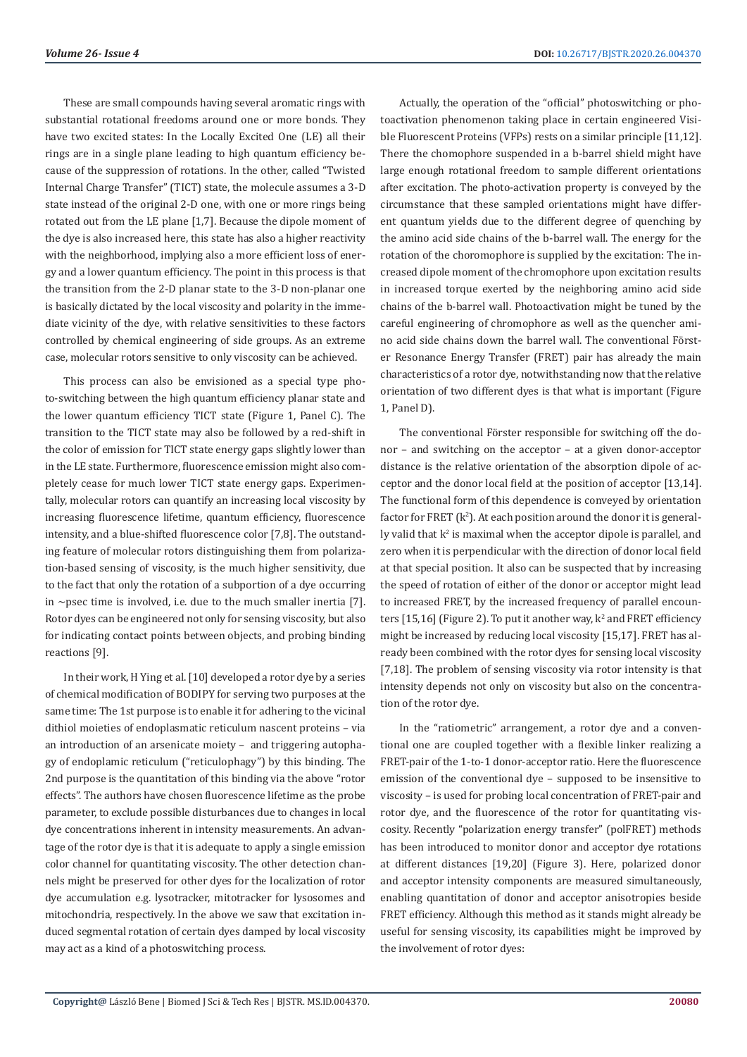These are small compounds having several aromatic rings with substantial rotational freedoms around one or more bonds. They have two excited states: In the Locally Excited One (LE) all their rings are in a single plane leading to high quantum efficiency because of the suppression of rotations. In the other, called "Twisted Internal Charge Transfer" (TICT) state, the molecule assumes a 3-D state instead of the original 2-D one, with one or more rings being rotated out from the LE plane [1,7]. Because the dipole moment of the dye is also increased here, this state has also a higher reactivity with the neighborhood, implying also a more efficient loss of energy and a lower quantum efficiency. The point in this process is that the transition from the 2-D planar state to the 3-D non-planar one is basically dictated by the local viscosity and polarity in the immediate vicinity of the dye, with relative sensitivities to these factors controlled by chemical engineering of side groups. As an extreme case, molecular rotors sensitive to only viscosity can be achieved.

This process can also be envisioned as a special type photo-switching between the high quantum efficiency planar state and the lower quantum efficiency TICT state (Figure 1, Panel C). The transition to the TICT state may also be followed by a red-shift in the color of emission for TICT state energy gaps slightly lower than in the LE state. Furthermore, fluorescence emission might also completely cease for much lower TICT state energy gaps. Experimentally, molecular rotors can quantify an increasing local viscosity by increasing fluorescence lifetime, quantum efficiency, fluorescence intensity, and a blue-shifted fluorescence color [7,8]. The outstanding feature of molecular rotors distinguishing them from polarization-based sensing of viscosity, is the much higher sensitivity, due to the fact that only the rotation of a subportion of a dye occurring in ~psec time is involved, i.e. due to the much smaller inertia [7]. Rotor dyes can be engineered not only for sensing viscosity, but also for indicating contact points between objects, and probing binding reactions [9].

In their work, H Ying et al. [10] developed a rotor dye by a series of chemical modification of BODIPY for serving two purposes at the same time: The 1st purpose is to enable it for adhering to the vicinal dithiol moieties of endoplasmatic reticulum nascent proteins – via an introduction of an arsenicate moiety – and triggering autophagy of endoplamic reticulum ("reticulophagy") by this binding. The 2nd purpose is the quantitation of this binding via the above "rotor effects". The authors have chosen fluorescence lifetime as the probe parameter, to exclude possible disturbances due to changes in local dye concentrations inherent in intensity measurements. An advantage of the rotor dye is that it is adequate to apply a single emission color channel for quantitating viscosity. The other detection channels might be preserved for other dyes for the localization of rotor dye accumulation e.g. lysotracker, mitotracker for lysosomes and mitochondria, respectively. In the above we saw that excitation induced segmental rotation of certain dyes damped by local viscosity may act as a kind of a photoswitching process.

Actually, the operation of the "official" photoswitching or photoactivation phenomenon taking place in certain engineered Visible Fluorescent Proteins (VFPs) rests on a similar principle [11,12]. There the chomophore suspended in a b-barrel shield might have large enough rotational freedom to sample different orientations after excitation. The photo-activation property is conveyed by the circumstance that these sampled orientations might have different quantum yields due to the different degree of quenching by the amino acid side chains of the b-barrel wall. The energy for the rotation of the choromophore is supplied by the excitation: The increased dipole moment of the chromophore upon excitation results in increased torque exerted by the neighboring amino acid side chains of the b-barrel wall. Photoactivation might be tuned by the careful engineering of chromophore as well as the quencher amino acid side chains down the barrel wall. The conventional Förster Resonance Energy Transfer (FRET) pair has already the main characteristics of a rotor dye, notwithstanding now that the relative orientation of two different dyes is that what is important (Figure 1, Panel D).

The conventional Förster responsible for switching off the donor – and switching on the acceptor – at a given donor-acceptor distance is the relative orientation of the absorption dipole of acceptor and the donor local field at the position of acceptor [13,14]. The functional form of this dependence is conveyed by orientation factor for FRET ($k^2$). At each position around the donor it is generally valid that $k^2$ is maximal when the acceptor dipole is parallel, and zero when it is perpendicular with the direction of donor local field at that special position. It also can be suspected that by increasing the speed of rotation of either of the donor or acceptor might lead to increased FRET, by the increased frequency of parallel encounters [15,16] (Figure 2). To put it another way, $k^2$ and FRET efficiency might be increased by reducing local viscosity [15,17]. FRET has already been combined with the rotor dyes for sensing local viscosity [7,18]. The problem of sensing viscosity via rotor intensity is that intensity depends not only on viscosity but also on the concentration of the rotor dye.

In the "ratiometric" arrangement, a rotor dye and a conventional one are coupled together with a flexible linker realizing a FRET-pair of the 1-to-1 donor-acceptor ratio. Here the fluorescence emission of the conventional dye – supposed to be insensitive to viscosity – is used for probing local concentration of FRET-pair and rotor dye, and the fluorescence of the rotor for quantitating viscosity. Recently "polarization energy transfer" (polFRET) methods has been introduced to monitor donor and acceptor dye rotations at different distances [19,20] (Figure 3). Here, polarized donor and acceptor intensity components are measured simultaneously, enabling quantitation of donor and acceptor anisotropies beside FRET efficiency. Although this method as it stands might already be useful for sensing viscosity, its capabilities might be improved by the involvement of rotor dyes: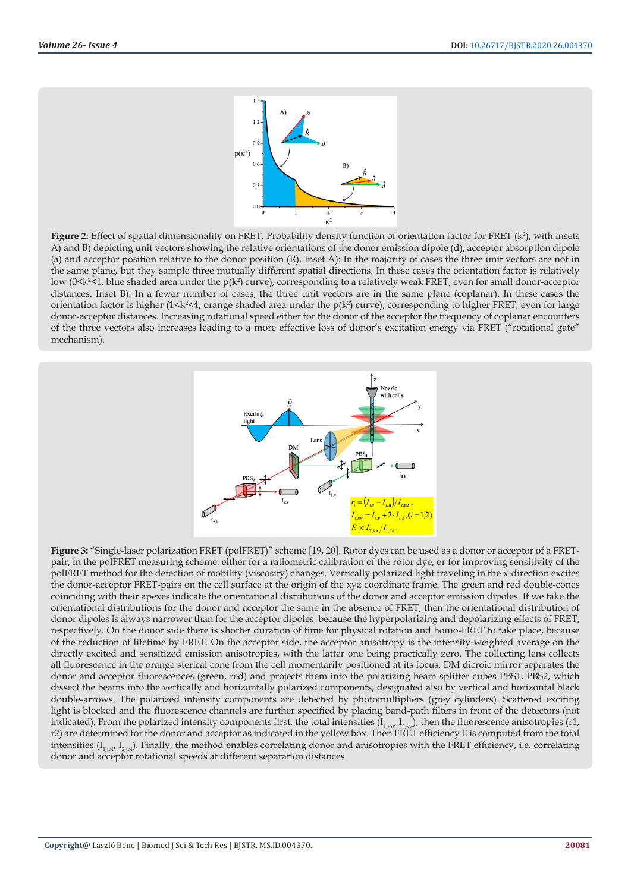**Figure 2:** Effect of spatial dimensionality on FRET. Probability density function of orientation factor for FRET ($\kappa^2$), with insets A) and B) depicting unit vectors showing the relative orientations of the donor emission dipole (d), acceptor absorption dipole (a) and acceptor position relative to the donor position (R). Inset A): In the majority of cases the three unit vectors are not in the same plane, but they sample three mutually different spatial directions. In these cases the orientation factor is relatively low ($0<\kappa^2<1$, blue shaded area under the $p(\kappa^2)$ curve), corresponding to a relatively weak FRET, even for small donor-acceptor distances. Inset B): In a fewer number of cases, the three unit vectors are in the same plane (coplanar). In these cases the orientation factor is higher ($1<\kappa^2<4$, orange shaded area under the $p(\kappa^2)$ curve), corresponding to higher FRET, even for large donor-acceptor distances. Increasing rotational speed either for the donor of the acceptor the frequency of coplanar encounters of the three vectors also increases leading to a more effective loss of donor's excitation energy via FRET ("rotational gate" mechanism).

**Figure 3:** "Single-laser polarization FRET (polFRET)" scheme [19, 20]. Rotor dyes can be used as a donor or acceptor of a FRET-pair, in the polFRET measuring scheme, either for a ratiometric calibration of the rotor dye, or for improving sensitivity of the polFRET method for the detection of mobility (viscosity) changes. Vertically polarized light traveling in the x-direction excites the donor-acceptor FRET-pairs on the cell surface at the origin of the xyz coordinate frame. The green and red double-cones coinciding with their apexes indicate the orientational distributions of the donor and acceptor emission dipoles. If we take the orientational distributions for the donor and acceptor the same in the absence of FRET, then the orientational distribution of donor dipoles is always narrower than for the acceptor dipoles, because the hyperpolarizing and depolarizing effects of FRET, respectively. On the donor side there is shorter duration of time for physical rotation and homo-FRET to take place, because of the reduction of lifetime by FRET. On the acceptor side, the acceptor anisotropy is the intensity-weighted average on the directly excited and sensitized emission anisotropies, with the latter one being practically zero. The collecting lens collects all fluorescence in the orange sterical cone from the cell momentarily positioned at its focus. DM dicroic mirror separates the donor and acceptor fluorescences (green, red) and projects them into the polarizing beam splitter cubes PBS1, PBS2, which dissect the beams into the vertically and horizontally polarized components, designated also by vertical and horizontal black double-arrows. The polarized intensity components are detected by photomultipliers (grey cylinders). Scattered exciting light is blocked and the fluorescence channels are further specified by placing band-path filters in front of the detectors (not indicated). From the polarized intensity components first, the total intensities ($I_{1,tot}$, $I_{2,tot}$), then the fluorescence anisotropies (r1, r2) are determined for the donor and acceptor as indicated in the yellow box. Then FRET efficiency E is computed from the total intensities ($I_{1,tot}$, $I_{2,tot}$). Finally, the method enables correlating donor and anisotropies with the FRET efficiency, i.e. correlating donor and acceptor rotational speeds at different separation distances.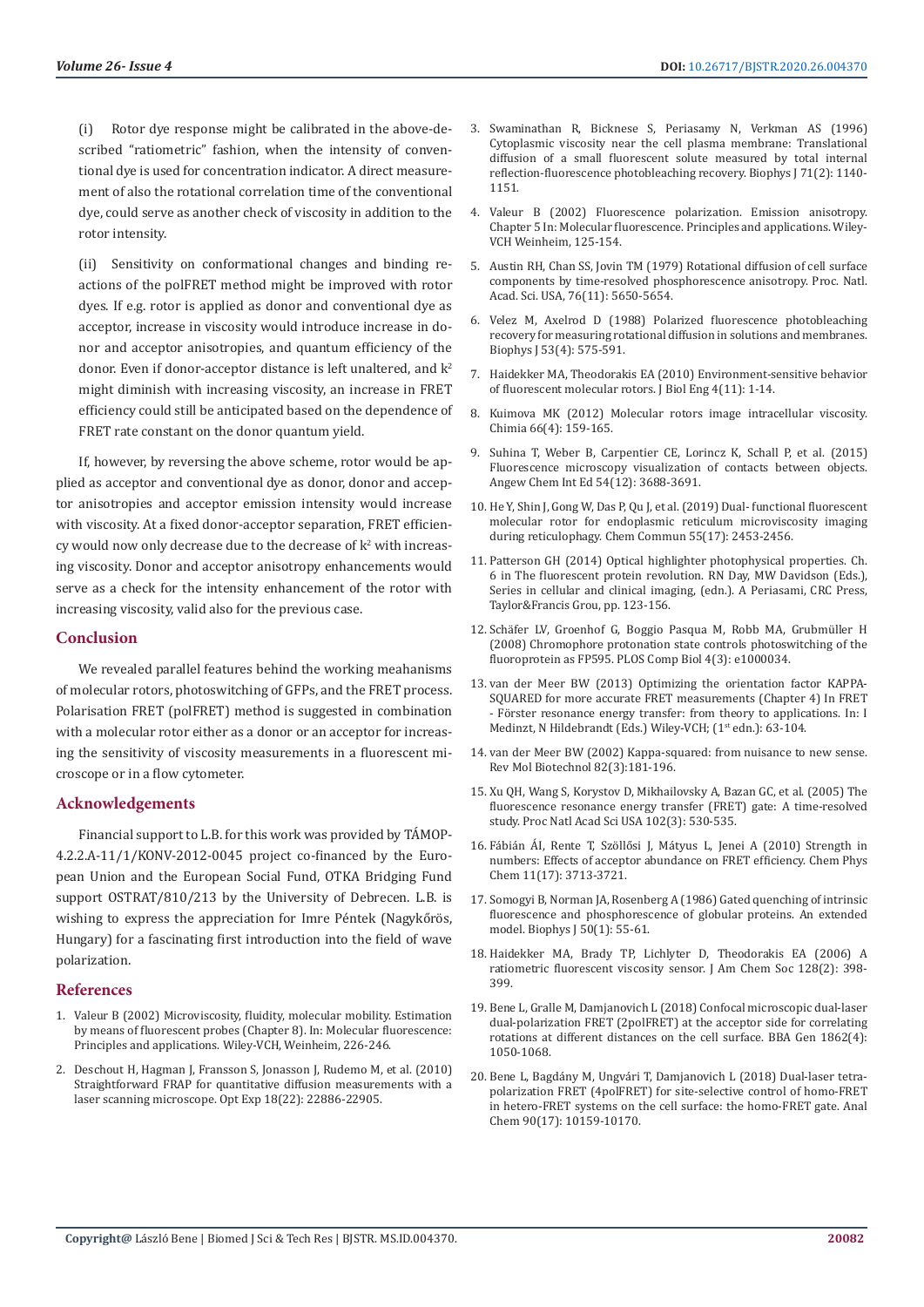(i) Rotor dye response might be calibrated in the above-described "ratiometric" fashion, when the intensity of conventional dye is used for concentration indicator. A direct measurement of also the rotational correlation time of the conventional dye, could serve as another check of viscosity in addition to the rotor intensity.

(ii) Sensitivity on conformational changes and binding reactions of the polFRET method might be improved with rotor dyes. If e.g. rotor is applied as donor and conventional dye as acceptor, increase in viscosity would introduce increase in donor and acceptor anisotropies, and quantum efficiency of the donor. Even if donor-acceptor distance is left unaltered, and $k^2$ might diminish with increasing viscosity, an increase in FRET efficiency could still be anticipated based on the dependence of FRET rate constant on the donor quantum yield.

If, however, by reversing the above scheme, rotor would be applied as acceptor and conventional dye as donor, donor and acceptor anisotropies and acceptor emission intensity would increase with viscosity. At a fixed donor-acceptor separation, FRET efficiency would now only decrease due to the decrease of $k^2$ with increasing viscosity. Donor and acceptor anisotropy enhancements would serve as a check for the intensity enhancement of the rotor with increasing viscosity, valid also for the previous case.

## Conclusion

We revealed parallel features behind the working meahanisms of molecular rotors, photoswitching of GFPs, and the FRET process. Polarisation FRET (polFRET) method is suggested in combination with a molecular rotor either as a donor or an acceptor for increasing the sensitivity of viscosity measurements in a fluorescent microscope or in a flow cytometer.

## Acknowledgements

Financial support to L.B. for this work was provided by TÁMOP-4.2.2.A-11/1/KONV-2012-0045 project co-financed by the European Union and the European Social Fund, OTKA Bridging Fund support OSTRAT/810/213 by the University of Debrecen. L.B. is wishing to express the appreciation for Imre Péntek (Nagykőrös, Hungary) for a fascinating first introduction into the field of wave polarization.

## References

1. Valeur B (2002) Microviscosity, fluidity, molecular mobility. Estimation by means of fluorescent probes (Chapter 8). In: Molecular fluorescence: Principles and applications. Wiley-VCH, Weinheim, 226-246.
2. Deschout H, Hagman J, Fransson S, Jonasson J, Rudemo M, et al. (2010) Straightforward FRAP for quantitative diffusion measurements with a laser scanning microscope. Opt Exp 18(22): 22886-22905.
3. Swaminathan R, Bicknese S, Periasamy N, Verkman AS (1996) Cytoplasmic viscosity near the cell plasma membrane: Translational diffusion of a small fluorescent solute measured by total internal reflection-fluorescence photobleaching recovery. Biophys J 71(2): 1140-1151.
4. Valeur B (2002) Fluorescence polarization. Emission anisotropy. Chapter 5 In: Molecular fluorescence. Principles and applications. Wiley-VCH Weinheim, 125-154.
5. Austin RH, Chan SS, Jovin TM (1979) Rotational diffusion of cell surface components by time-resolved phosphorescence anisotropy. Proc. Natl. Acad. Sci. USA, 76(11): 5650-5654.
6. Velez M, Axelrod D (1988) Polarized fluorescence photobleaching recovery for measuring rotational diffusion in solutions and membranes. Biophys J 53(4): 575-591.
7. Haidekker MA, Theodorakis EA (2010) Environment-sensitive behavior of fluorescent molecular rotors. J Biol Eng 4(11): 1-14.
8. Kuimova MK (2012) Molecular rotors image intracellular viscosity. Chimia 66(4): 159-165.
9. Suhina T, Weber B, Carpentier CE, Lorincz K, Schall P, et al. (2015) Fluorescence microscopy visualization of contacts between objects. Angew Chem Int Ed 54(12): 3688-3691.
10. He Y, Shin J, Gong W, Das P, Qu J, et al. (2019) Dual- functional fluorescent molecular rotor for endoplasmic reticulum microviscosity imaging during reticulophagy. Chem Commun 55(17): 2453-2456.
11. Patterson GH (2014) Optical highlighter photophysical properties. Ch. 6 in The fluorescent protein revolution. RN Day, MW Davidson (Eds.), Series in cellular and clinical imaging, (edn.). A Periasami, CRC Press, Taylor&Francis Grou, pp. 123-156.
12. Schäfer LV, Groenhof G, Boggio Pasqua M, Robb MA, Grubmüller H (2008) Chromophore protonation state controls photoswitching of the fluoroprotein as FP595. PLOS Comp Biol 4(3): e1000034.
13. van der Meer BW (2013) Optimizing the orientation factor KAPPA-SQUARED for more accurate FRET measurements (Chapter 4) In FRET - Förster resonance energy transfer: from theory to applications. In: I Medintz, N Hildebrandt (Eds.) Wiley-VCH; (1st edn.): 63-104.
14. van der Meer BW (2002) Kappa-squared: from nuisance to new sense. Rev Mol Biotechnol 82(3):181-196.
15. Xu QH, Wang S, Korystov D, Mikhailovsky A, Bazan GC, et al. (2005) The fluorescence resonance energy transfer (FRET) gate: A time-resolved study. Proc Natl Acad Sci USA 102(3): 530-535.
16. Fábián ÁI, Rente T, Szöllősi J, Mátyus L, Jenei A (2010) Strength in numbers: Effects of acceptor abundance on FRET efficiency. Chem Phys Chem 11(17): 3713-3721.
17. Somogyi B, Norman JA, Rosenberg A (1986) Gated quenching of intrinsic fluorescence and phosphorescence of globular proteins. An extended model. Biophys J 50(1): 55-61.
18. Haidekker MA, Brady TP, Lichlyter D, Theodorakis EA (2006) A ratiometric fluorescent viscosity sensor. J Am Chem Soc 128(2): 398-399.
19. Bene L, Gralle M, Damjanovich L (2018) Confocal microscopic dual-laser dual-polarization FRET (2polFRET) at the acceptor side for correlating rotations at different distances on the cell surface. BBA Gen 1862(4): 1050-1068.
20. Bene L, Bagdány M, Ungvári T, Damjanovich L (2018) Dual-laser tetra-polarization FRET (4polFRET) for site-selective control of homo-FRET in hetero-FRET systems on the cell surface: the homo-FRET gate. Anal Chem 90(17): 10159-10170.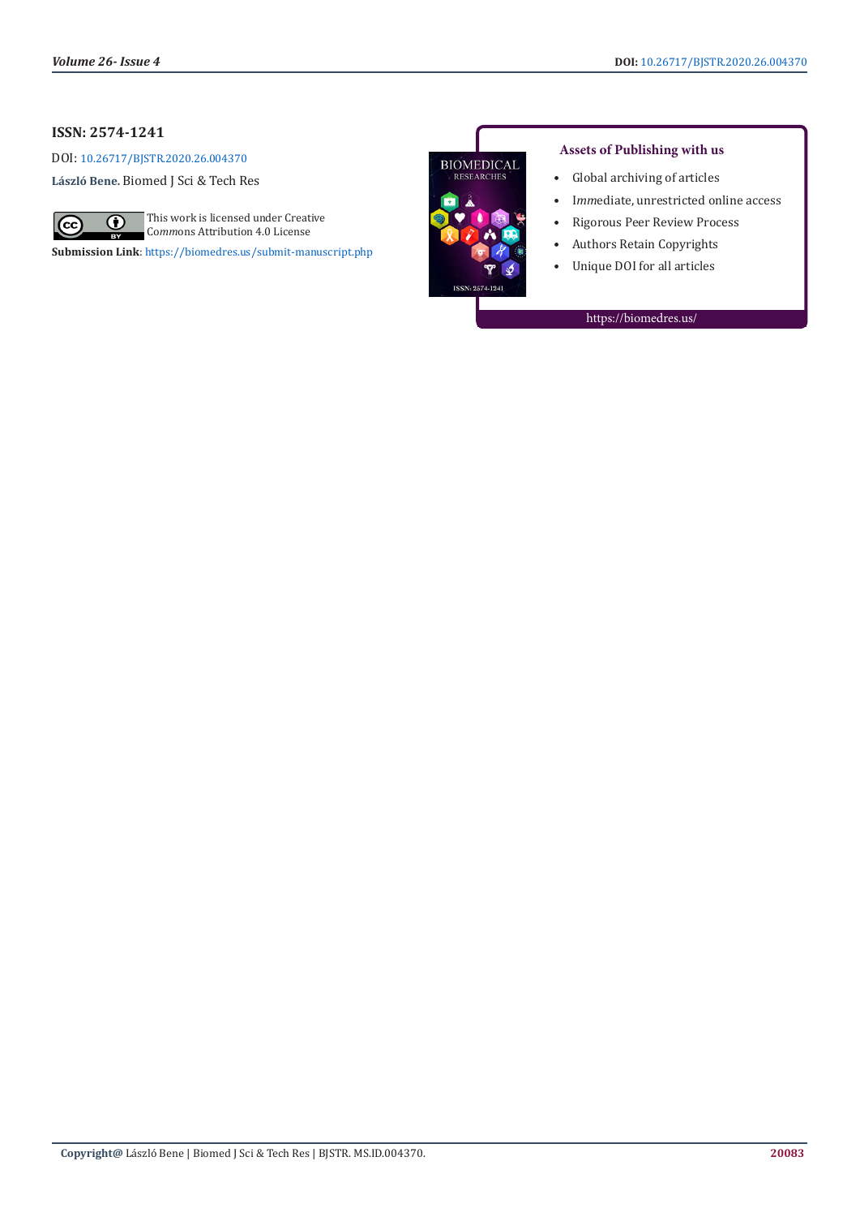**ISSN: 2574-1241**

DOI: 10.26717/BJSTR.2020.26.004370

**László Bene.** Biomed J Sci & Tech Res

This work is licensed under Creative Commons Attribution 4.0 License

**Submission Link**: https://biomedres.us/submit-manuscript.php

**Assets of Publishing with us**

- Global archiving of articles
- Immediate, unrestricted online access
- Rigorous Peer Review Process
- Authors Retain Copyrights
- Unique DOI for all articles

https://biomedres.us/